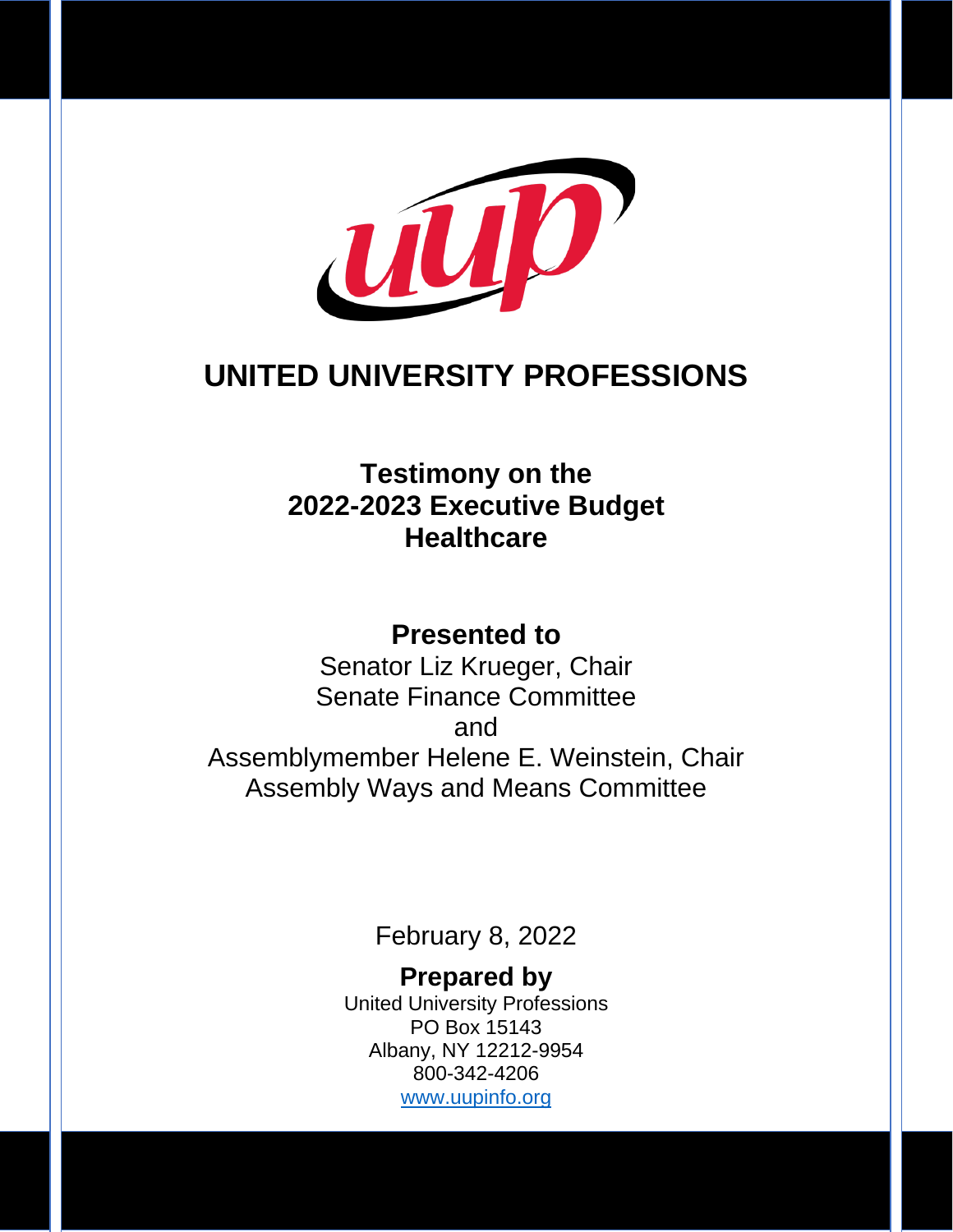# UNITED UNIVERSITY PROFESSIONS

## Testimony on the 2022-2023 Executive Budget Healthcare

**Presented to**

Senator Liz Krueger, Chair
Senate Finance Committee
and
Assemblymember Helene E. Weinstein, Chair
Assembly Ways and Means Committee

February 8, 2022

**Prepared by**

United University Professions
PO Box 15143
Albany, NY 12212-9954
800-342-4206
www.uupinfo.org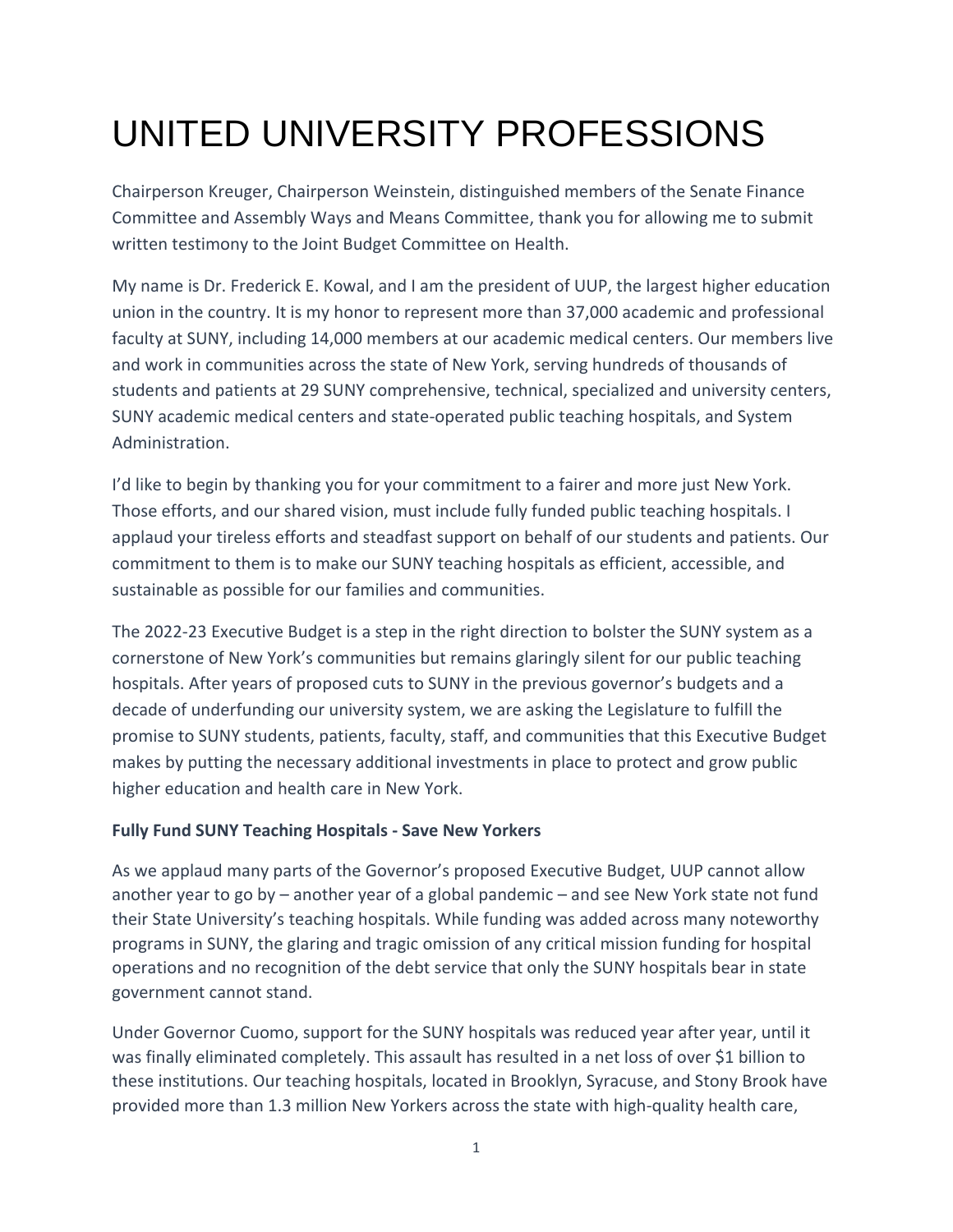# UNITED UNIVERSITY PROFESSIONS

Chairperson Kreuger, Chairperson Weinstein, distinguished members of the Senate Finance Committee and Assembly Ways and Means Committee, thank you for allowing me to submit written testimony to the Joint Budget Committee on Health.

My name is Dr. Frederick E. Kowal, and I am the president of UUP, the largest higher education union in the country. It is my honor to represent more than 37,000 academic and professional faculty at SUNY, including 14,000 members at our academic medical centers. Our members live and work in communities across the state of New York, serving hundreds of thousands of students and patients at 29 SUNY comprehensive, technical, specialized and university centers, SUNY academic medical centers and state-operated public teaching hospitals, and System Administration.

I'd like to begin by thanking you for your commitment to a fairer and more just New York. Those efforts, and our shared vision, must include fully funded public teaching hospitals. I applaud your tireless efforts and steadfast support on behalf of our students and patients. Our commitment to them is to make our SUNY teaching hospitals as efficient, accessible, and sustainable as possible for our families and communities.

The 2022-23 Executive Budget is a step in the right direction to bolster the SUNY system as a cornerstone of New York's communities but remains glaringly silent for our public teaching hospitals. After years of proposed cuts to SUNY in the previous governor's budgets and a decade of underfunding our university system, we are asking the Legislature to fulfill the promise to SUNY students, patients, faculty, staff, and communities that this Executive Budget makes by putting the necessary additional investments in place to protect and grow public higher education and health care in New York.

**Fully Fund SUNY Teaching Hospitals - Save New Yorkers**

As we applaud many parts of the Governor's proposed Executive Budget, UUP cannot allow another year to go by – another year of a global pandemic – and see New York state not fund their State University's teaching hospitals. While funding was added across many noteworthy programs in SUNY, the glaring and tragic omission of any critical mission funding for hospital operations and no recognition of the debt service that only the SUNY hospitals bear in state government cannot stand.

Under Governor Cuomo, support for the SUNY hospitals was reduced year after year, until it was finally eliminated completely. This assault has resulted in a net loss of over $1 billion to these institutions. Our teaching hospitals, located in Brooklyn, Syracuse, and Stony Brook have provided more than 1.3 million New Yorkers across the state with high-quality health care,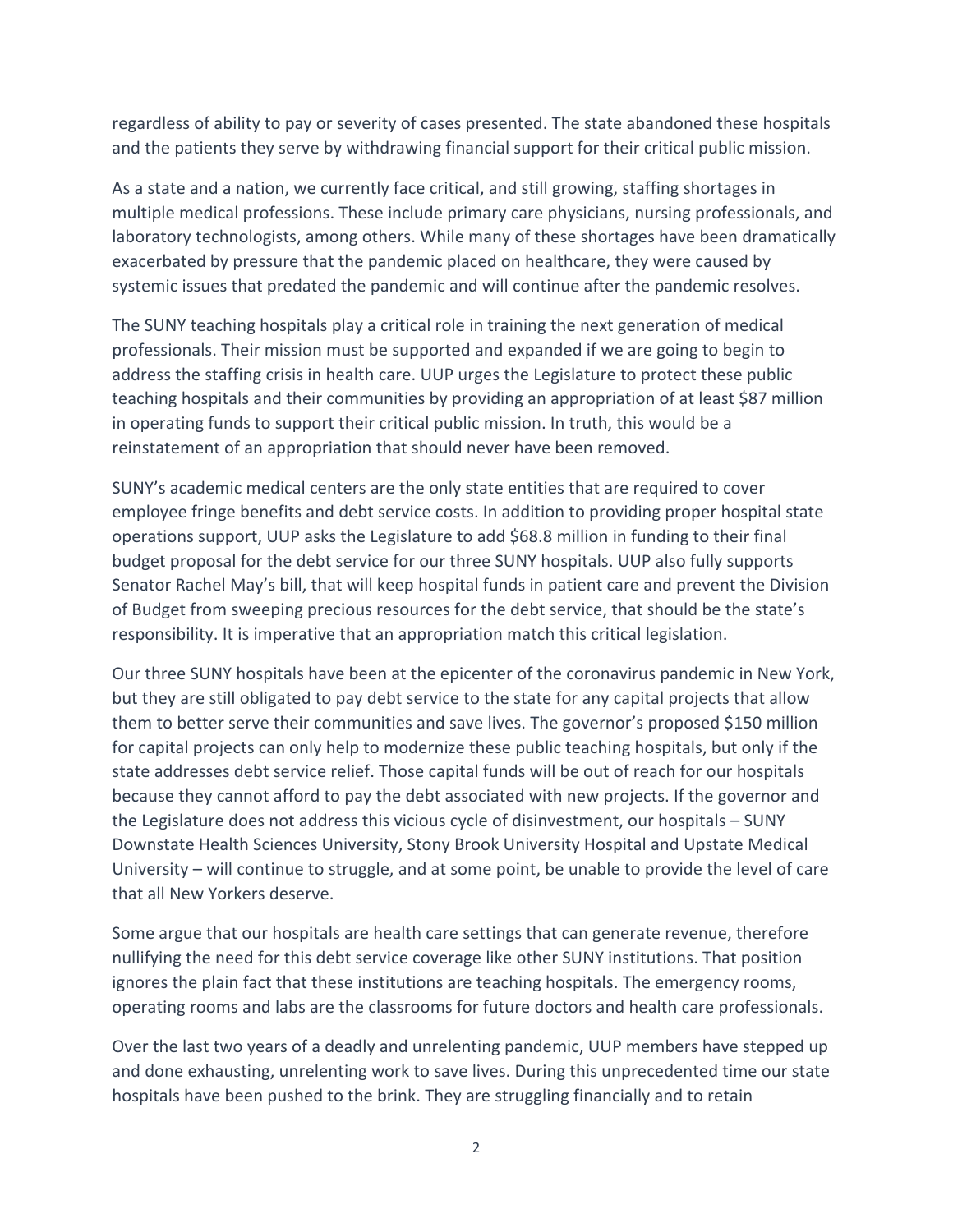regardless of ability to pay or severity of cases presented. The state abandoned these hospitals and the patients they serve by withdrawing financial support for their critical public mission.

As a state and a nation, we currently face critical, and still growing, staffing shortages in multiple medical professions. These include primary care physicians, nursing professionals, and laboratory technologists, among others. While many of these shortages have been dramatically exacerbated by pressure that the pandemic placed on healthcare, they were caused by systemic issues that predated the pandemic and will continue after the pandemic resolves.

The SUNY teaching hospitals play a critical role in training the next generation of medical professionals. Their mission must be supported and expanded if we are going to begin to address the staffing crisis in health care. UUP urges the Legislature to protect these public teaching hospitals and their communities by providing an appropriation of at least $87 million in operating funds to support their critical public mission. In truth, this would be a reinstatement of an appropriation that should never have been removed.

SUNY's academic medical centers are the only state entities that are required to cover employee fringe benefits and debt service costs. In addition to providing proper hospital state operations support, UUP asks the Legislature to add $68.8 million in funding to their final budget proposal for the debt service for our three SUNY hospitals. UUP also fully supports Senator Rachel May's bill, that will keep hospital funds in patient care and prevent the Division of Budget from sweeping precious resources for the debt service, that should be the state's responsibility. It is imperative that an appropriation match this critical legislation.

Our three SUNY hospitals have been at the epicenter of the coronavirus pandemic in New York, but they are still obligated to pay debt service to the state for any capital projects that allow them to better serve their communities and save lives. The governor's proposed $150 million for capital projects can only help to modernize these public teaching hospitals, but only if the state addresses debt service relief. Those capital funds will be out of reach for our hospitals because they cannot afford to pay the debt associated with new projects. If the governor and the Legislature does not address this vicious cycle of disinvestment, our hospitals – SUNY Downstate Health Sciences University, Stony Brook University Hospital and Upstate Medical University – will continue to struggle, and at some point, be unable to provide the level of care that all New Yorkers deserve.

Some argue that our hospitals are health care settings that can generate revenue, therefore nullifying the need for this debt service coverage like other SUNY institutions. That position ignores the plain fact that these institutions are teaching hospitals. The emergency rooms, operating rooms and labs are the classrooms for future doctors and health care professionals.

Over the last two years of a deadly and unrelenting pandemic, UUP members have stepped up and done exhausting, unrelenting work to save lives. During this unprecedented time our state hospitals have been pushed to the brink. They are struggling financially and to retain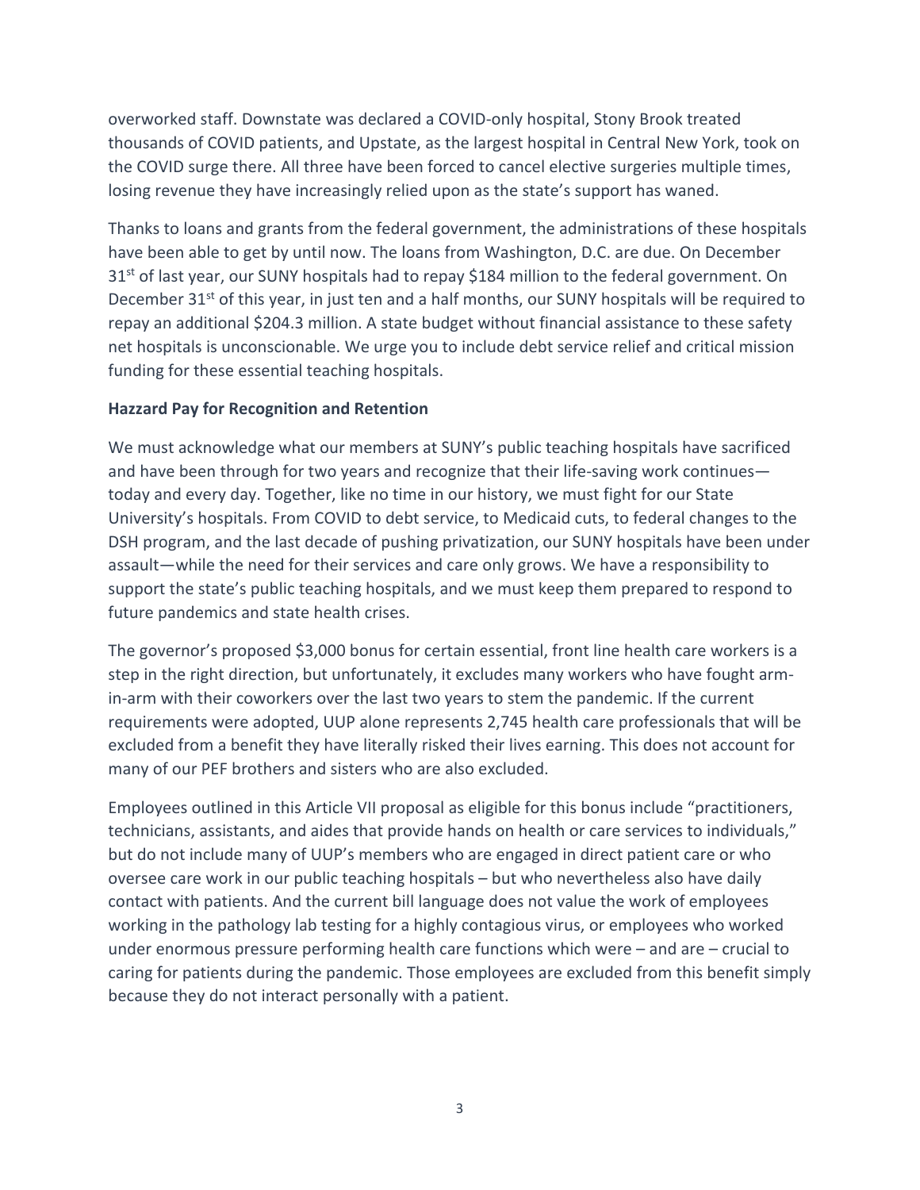overworked staff. Downstate was declared a COVID-only hospital, Stony Brook treated thousands of COVID patients, and Upstate, as the largest hospital in Central New York, took on the COVID surge there. All three have been forced to cancel elective surgeries multiple times, losing revenue they have increasingly relied upon as the state's support has waned.

Thanks to loans and grants from the federal government, the administrations of these hospitals have been able to get by until now. The loans from Washington, D.C. are due. On December 31st of last year, our SUNY hospitals had to repay $184 million to the federal government. On December 31st of this year, in just ten and a half months, our SUNY hospitals will be required to repay an additional $204.3 million. A state budget without financial assistance to these safety net hospitals is unconscionable. We urge you to include debt service relief and critical mission funding for these essential teaching hospitals.

**Hazzard Pay for Recognition and Retention**

We must acknowledge what our members at SUNY's public teaching hospitals have sacrificed and have been through for two years and recognize that their life-saving work continues—today and every day. Together, like no time in our history, we must fight for our State University's hospitals. From COVID to debt service, to Medicaid cuts, to federal changes to the DSH program, and the last decade of pushing privatization, our SUNY hospitals have been under assault—while the need for their services and care only grows. We have a responsibility to support the state's public teaching hospitals, and we must keep them prepared to respond to future pandemics and state health crises.

The governor's proposed $3,000 bonus for certain essential, front line health care workers is a step in the right direction, but unfortunately, it excludes many workers who have fought arm-in-arm with their coworkers over the last two years to stem the pandemic. If the current requirements were adopted, UUP alone represents 2,745 health care professionals that will be excluded from a benefit they have literally risked their lives earning. This does not account for many of our PEF brothers and sisters who are also excluded.

Employees outlined in this Article VII proposal as eligible for this bonus include "practitioners, technicians, assistants, and aides that provide hands on health or care services to individuals," but do not include many of UUP's members who are engaged in direct patient care or who oversee care work in our public teaching hospitals – but who nevertheless also have daily contact with patients. And the current bill language does not value the work of employees working in the pathology lab testing for a highly contagious virus, or employees who worked under enormous pressure performing health care functions which were – and are – crucial to caring for patients during the pandemic. Those employees are excluded from this benefit simply because they do not interact personally with a patient.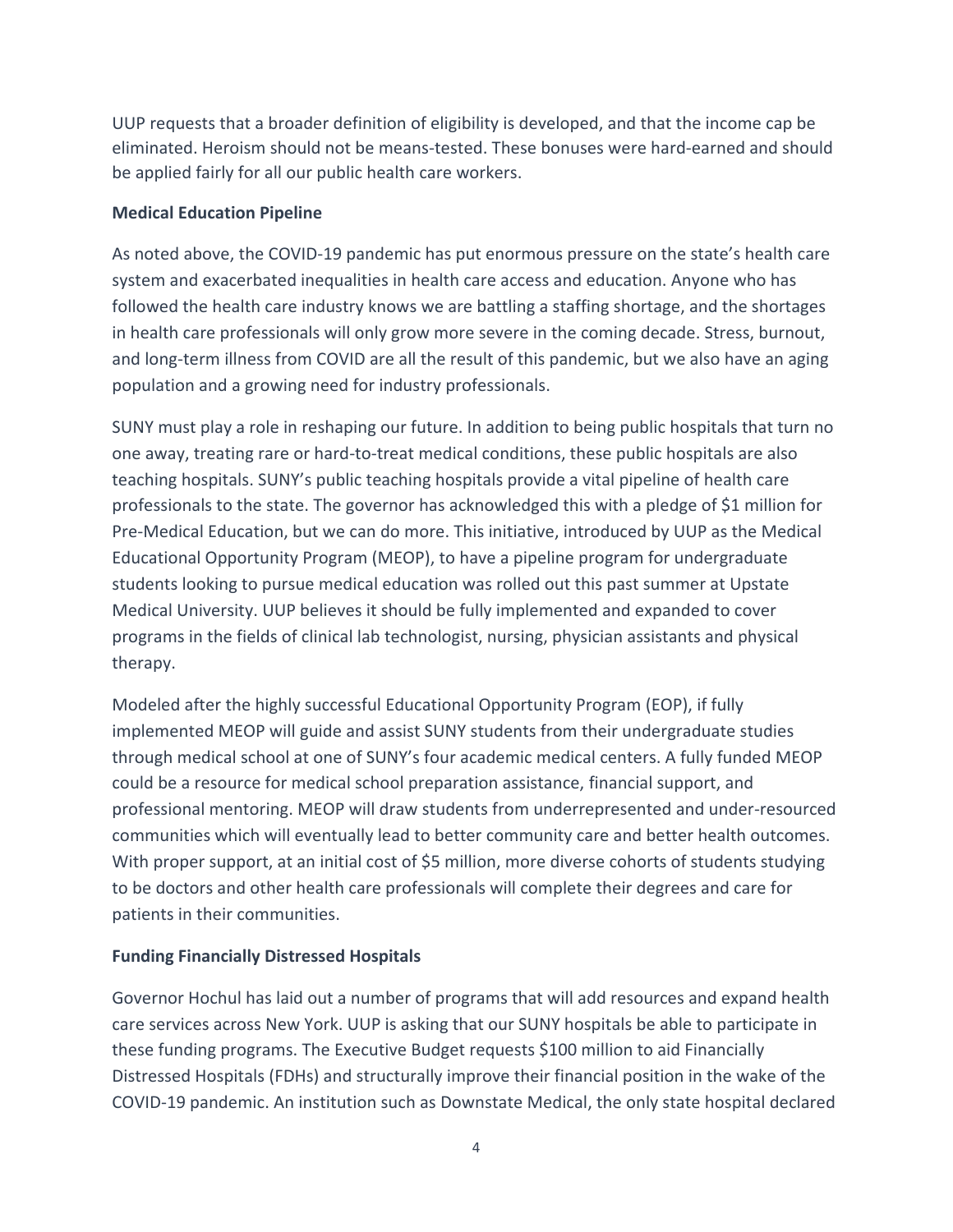UUP requests that a broader definition of eligibility is developed, and that the income cap be eliminated. Heroism should not be means-tested. These bonuses were hard-earned and should be applied fairly for all our public health care workers.

**Medical Education Pipeline**

As noted above, the COVID-19 pandemic has put enormous pressure on the state's health care system and exacerbated inequalities in health care access and education. Anyone who has followed the health care industry knows we are battling a staffing shortage, and the shortages in health care professionals will only grow more severe in the coming decade. Stress, burnout, and long-term illness from COVID are all the result of this pandemic, but we also have an aging population and a growing need for industry professionals.

SUNY must play a role in reshaping our future. In addition to being public hospitals that turn no one away, treating rare or hard-to-treat medical conditions, these public hospitals are also teaching hospitals. SUNY's public teaching hospitals provide a vital pipeline of health care professionals to the state. The governor has acknowledged this with a pledge of $1 million for Pre-Medical Education, but we can do more. This initiative, introduced by UUP as the Medical Educational Opportunity Program (MEOP), to have a pipeline program for undergraduate students looking to pursue medical education was rolled out this past summer at Upstate Medical University. UUP believes it should be fully implemented and expanded to cover programs in the fields of clinical lab technologist, nursing, physician assistants and physical therapy.

Modeled after the highly successful Educational Opportunity Program (EOP), if fully implemented MEOP will guide and assist SUNY students from their undergraduate studies through medical school at one of SUNY's four academic medical centers. A fully funded MEOP could be a resource for medical school preparation assistance, financial support, and professional mentoring. MEOP will draw students from underrepresented and under-resourced communities which will eventually lead to better community care and better health outcomes. With proper support, at an initial cost of $5 million, more diverse cohorts of students studying to be doctors and other health care professionals will complete their degrees and care for patients in their communities.

**Funding Financially Distressed Hospitals**

Governor Hochul has laid out a number of programs that will add resources and expand health care services across New York. UUP is asking that our SUNY hospitals be able to participate in these funding programs. The Executive Budget requests $100 million to aid Financially Distressed Hospitals (FDHs) and structurally improve their financial position in the wake of the COVID-19 pandemic. An institution such as Downstate Medical, the only state hospital declared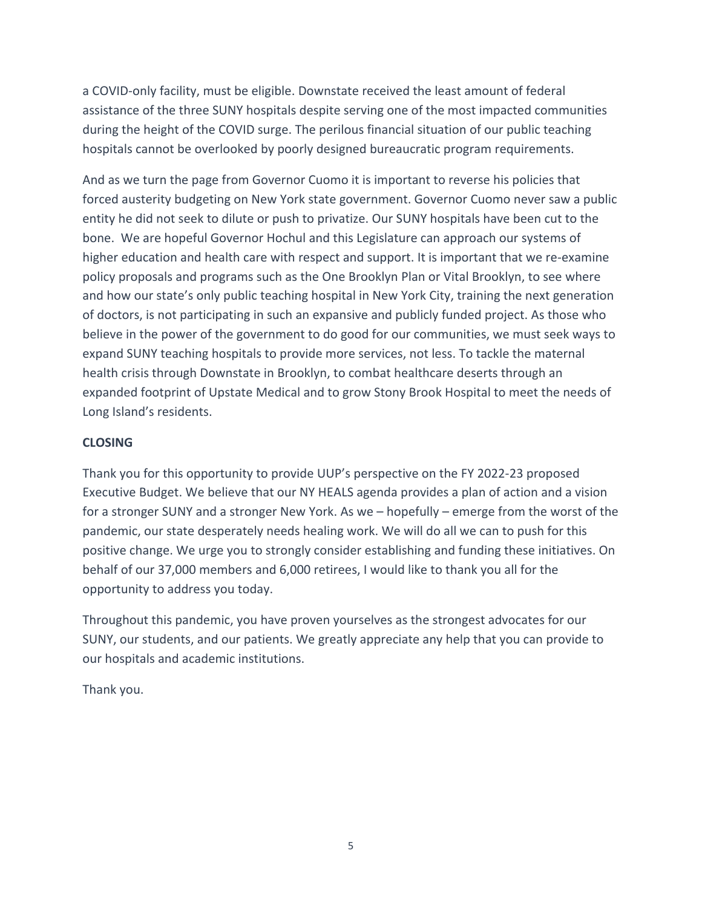a COVID-only facility, must be eligible. Downstate received the least amount of federal assistance of the three SUNY hospitals despite serving one of the most impacted communities during the height of the COVID surge. The perilous financial situation of our public teaching hospitals cannot be overlooked by poorly designed bureaucratic program requirements.

And as we turn the page from Governor Cuomo it is important to reverse his policies that forced austerity budgeting on New York state government. Governor Cuomo never saw a public entity he did not seek to dilute or push to privatize. Our SUNY hospitals have been cut to the bone. We are hopeful Governor Hochul and this Legislature can approach our systems of higher education and health care with respect and support. It is important that we re-examine policy proposals and programs such as the One Brooklyn Plan or Vital Brooklyn, to see where and how our state's only public teaching hospital in New York City, training the next generation of doctors, is not participating in such an expansive and publicly funded project. As those who believe in the power of the government to do good for our communities, we must seek ways to expand SUNY teaching hospitals to provide more services, not less. To tackle the maternal health crisis through Downstate in Brooklyn, to combat healthcare deserts through an expanded footprint of Upstate Medical and to grow Stony Brook Hospital to meet the needs of Long Island's residents.

**CLOSING**

Thank you for this opportunity to provide UUP's perspective on the FY 2022-23 proposed Executive Budget. We believe that our NY HEALS agenda provides a plan of action and a vision for a stronger SUNY and a stronger New York. As we – hopefully – emerge from the worst of the pandemic, our state desperately needs healing work. We will do all we can to push for this positive change. We urge you to strongly consider establishing and funding these initiatives. On behalf of our 37,000 members and 6,000 retirees, I would like to thank you all for the opportunity to address you today.

Throughout this pandemic, you have proven yourselves as the strongest advocates for our SUNY, our students, and our patients. We greatly appreciate any help that you can provide to our hospitals and academic institutions.

Thank you.